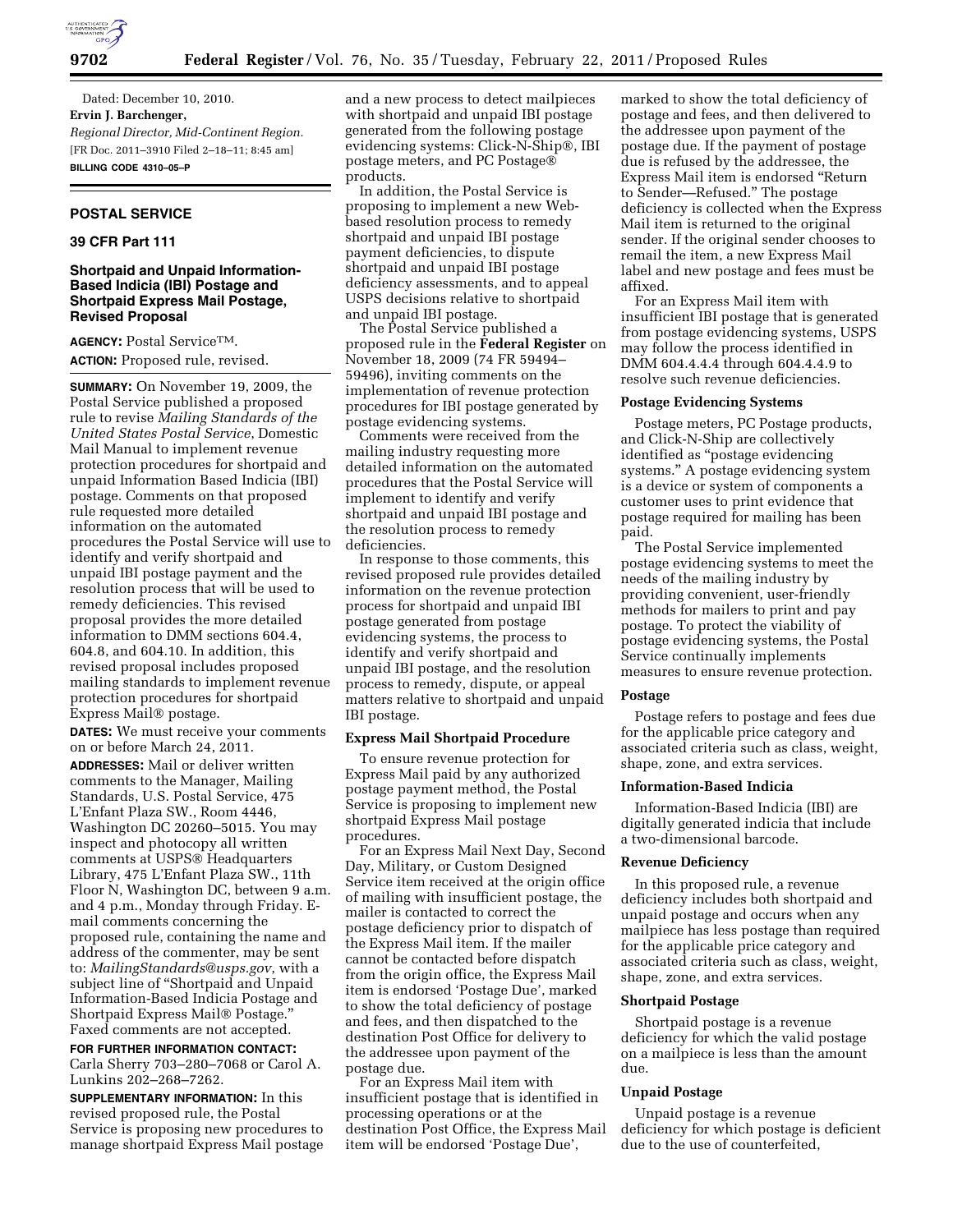Dated: December 10, 2010.

**Ervin J. Barchenger,**

*Regional Director, Mid-Continent Region.*

[FR Doc. 2011–3910 Filed 2–18–11; 8:45 am]

**BILLING CODE 4310–05–P**

## POSTAL SERVICE

### 39 CFR Part 111

### Shortpaid and Unpaid Information-Based Indicia (IBI) Postage and Shortpaid Express Mail Postage, Revised Proposal

**AGENCY:** Postal Service™.

**ACTION:** Proposed rule, revised.

**SUMMARY:** On November 19, 2009, the Postal Service published a proposed rule to revise *Mailing Standards of the United States Postal Service*, Domestic Mail Manual to implement revenue protection procedures for shortpaid and unpaid Information Based Indicia (IBI) postage. Comments on that proposed rule requested more detailed information on the automated procedures the Postal Service will use to identify and verify shortpaid and unpaid IBI postage payment and the resolution process that will be used to remedy deficiencies. This revised proposal provides the more detailed information to DMM sections 604.4, 604.8, and 604.10. In addition, this revised proposal includes proposed mailing standards to implement revenue protection procedures for shortpaid Express Mail® postage.

**DATES:** We must receive your comments on or before March 24, 2011.

**ADDRESSES:** Mail or deliver written comments to the Manager, Mailing Standards, U.S. Postal Service, 475 L'Enfant Plaza SW., Room 4446, Washington DC 20260–5015. You may inspect and photocopy all written comments at USPS® Headquarters Library, 475 L'Enfant Plaza SW., 11th Floor N, Washington DC, between 9 a.m. and 4 p.m., Monday through Friday. E-mail comments concerning the proposed rule, containing the name and address of the commenter, may be sent to: *MailingStandards@usps.gov*, with a subject line of "Shortpaid and Unpaid Information-Based Indicia Postage and Shortpaid Express Mail® Postage." Faxed comments are not accepted.

**FOR FURTHER INFORMATION CONTACT:** Carla Sherry 703–280–7068 or Carol A. Lunkins 202–268–7262.

**SUPPLEMENTARY INFORMATION:** In this revised proposed rule, the Postal Service is proposing new procedures to manage shortpaid Express Mail postage and a new process to detect mailpieces with shortpaid and unpaid IBI postage generated from the following postage evidencing systems: Click-N-Ship®, IBI postage meters, and PC Postage® products.

In addition, the Postal Service is proposing to implement a new Web-based resolution process to remedy shortpaid and unpaid IBI postage payment deficiencies, to dispute shortpaid and unpaid IBI postage deficiency assessments, and to appeal USPS decisions relative to shortpaid and unpaid IBI postage.

The Postal Service published a proposed rule in the **Federal Register** on November 18, 2009 (74 FR 59494–59496), inviting comments on the implementation of revenue protection procedures for IBI postage generated by postage evidencing systems.

Comments were received from the mailing industry requesting more detailed information on the automated procedures that the Postal Service will implement to identify and verify shortpaid and unpaid IBI postage and the resolution process to remedy deficiencies.

In response to those comments, this revised proposed rule provides detailed information on the revenue protection process for shortpaid and unpaid IBI postage generated from postage evidencing systems, the process to identify and verify shortpaid and unpaid IBI postage, and the resolution process to remedy, dispute, or appeal matters relative to shortpaid and unpaid IBI postage.

#### Express Mail Shortpaid Procedure

To ensure revenue protection for Express Mail paid by any authorized postage payment method, the Postal Service is proposing to implement new shortpaid Express Mail postage procedures.

For an Express Mail Next Day, Second Day, Military, or Custom Designed Service item received at the origin office of mailing with insufficient postage, the mailer is contacted to correct the postage deficiency prior to dispatch of the Express Mail item. If the mailer cannot be contacted before dispatch from the origin office, the Express Mail item is endorsed 'Postage Due', marked to show the total deficiency of postage and fees, and then dispatched to the destination Post Office for delivery to the addressee upon payment of the postage due.

For an Express Mail item with insufficient postage that is identified in processing operations or at the destination Post Office, the Express Mail item will be endorsed 'Postage Due', marked to show the total deficiency of postage and fees, and then delivered to the addressee upon payment of the postage due. If the payment of postage due is refused by the addressee, the Express Mail item is endorsed "Return to Sender—Refused." The postage deficiency is collected when the Express Mail item is returned to the original sender. If the original sender chooses to remail the item, a new Express Mail label and new postage and fees must be affixed.

For an Express Mail item with insufficient IBI postage that is generated from postage evidencing systems, USPS may follow the process identified in DMM 604.4.4.4 through 604.4.4.9 to resolve such revenue deficiencies.

#### Postage Evidencing Systems

Postage meters, PC Postage products, and Click-N-Ship are collectively identified as "postage evidencing systems." A postage evidencing system is a device or system of components a customer uses to print evidence that postage required for mailing has been paid.

The Postal Service implemented postage evidencing systems to meet the needs of the mailing industry by providing convenient, user-friendly methods for mailers to print and pay postage. To protect the viability of postage evidencing systems, the Postal Service continually implements measures to ensure revenue protection.

#### Postage

Postage refers to postage and fees due for the applicable price category and associated criteria such as class, weight, shape, zone, and extra services.

#### Information-Based Indicia

Information-Based Indicia (IBI) are digitally generated indicia that include a two-dimensional barcode.

#### Revenue Deficiency

In this proposed rule, a revenue deficiency includes both shortpaid and unpaid postage and occurs when any mailpiece has less postage than required for the applicable price category and associated criteria such as class, weight, shape, zone, and extra services.

#### Shortpaid Postage

Shortpaid postage is a revenue deficiency for which the valid postage on a mailpiece is less than the amount due.

#### Unpaid Postage

Unpaid postage is a revenue deficiency for which postage is deficient due to the use of counterfeited,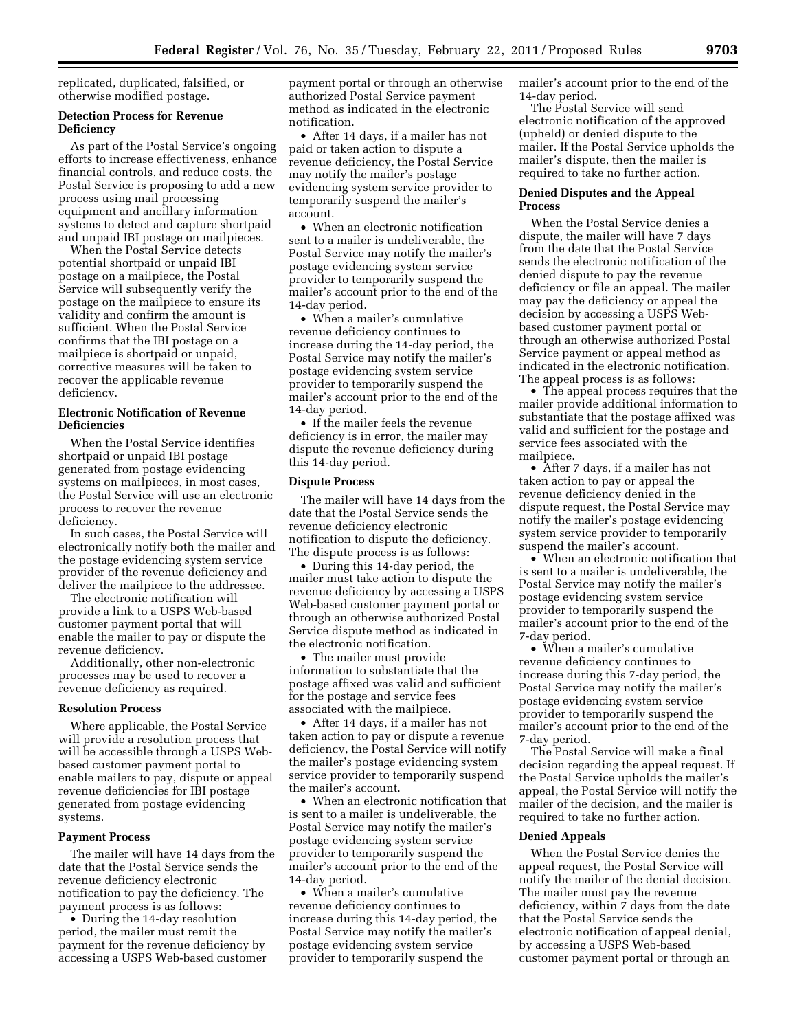replicated, duplicated, falsified, or otherwise modified postage.

**Detection Process for Revenue Deficiency**

As part of the Postal Service's ongoing efforts to increase effectiveness, enhance financial controls, and reduce costs, the Postal Service is proposing to add a new process using mail processing equipment and ancillary information systems to detect and capture shortpaid and unpaid IBI postage on mailpieces.

When the Postal Service detects potential shortpaid or unpaid IBI postage on a mailpiece, the Postal Service will subsequently verify the postage on the mailpiece to ensure its validity and confirm the amount is sufficient. When the Postal Service confirms that the IBI postage on a mailpiece is shortpaid or unpaid, corrective measures will be taken to recover the applicable revenue deficiency.

**Electronic Notification of Revenue Deficiencies**

When the Postal Service identifies shortpaid or unpaid IBI postage generated from postage evidencing systems on mailpieces, in most cases, the Postal Service will use an electronic process to recover the revenue deficiency.

In such cases, the Postal Service will electronically notify both the mailer and the postage evidencing system service provider of the revenue deficiency and deliver the mailpiece to the addressee.

The electronic notification will provide a link to a USPS Web-based customer payment portal that will enable the mailer to pay or dispute the revenue deficiency.

Additionally, other non-electronic processes may be used to recover a revenue deficiency as required.

**Resolution Process**

Where applicable, the Postal Service will provide a resolution process that will be accessible through a USPS Web-based customer payment portal to enable mailers to pay, dispute or appeal revenue deficiencies for IBI postage generated from postage evidencing systems.

**Payment Process**

The mailer will have 14 days from the date that the Postal Service sends the revenue deficiency electronic notification to pay the deficiency. The payment process is as follows:

- During the 14-day resolution period, the mailer must remit the payment for the revenue deficiency by accessing a USPS Web-based customer payment portal or through an otherwise authorized Postal Service payment method as indicated in the electronic notification.
- After 14 days, if a mailer has not paid or taken action to dispute a revenue deficiency, the Postal Service may notify the mailer's postage evidencing system service provider to temporarily suspend the mailer's account.
- When an electronic notification sent to a mailer is undeliverable, the Postal Service may notify the mailer's postage evidencing system service provider to temporarily suspend the mailer's account prior to the end of the 14-day period.
- When a mailer's cumulative revenue deficiency continues to increase during the 14-day period, the Postal Service may notify the mailer's postage evidencing system service provider to temporarily suspend the mailer's account prior to the end of the 14-day period.
- If the mailer feels the revenue deficiency is in error, the mailer may dispute the revenue deficiency during this 14-day period.

**Dispute Process**

The mailer will have 14 days from the date that the Postal Service sends the revenue deficiency electronic notification to dispute the deficiency. The dispute process is as follows:

- During this 14-day period, the mailer must take action to dispute the revenue deficiency by accessing a USPS Web-based customer payment portal or through an otherwise authorized Postal Service dispute method as indicated in the electronic notification.
- The mailer must provide information to substantiate that the postage affixed was valid and sufficient for the postage and service fees associated with the mailpiece.
- After 14 days, if a mailer has not taken action to pay or dispute a revenue deficiency, the Postal Service will notify the mailer's postage evidencing system service provider to temporarily suspend the mailer's account.
- When an electronic notification that is sent to a mailer is undeliverable, the Postal Service may notify the mailer's postage evidencing system service provider to temporarily suspend the mailer's account prior to the end of the 14-day period.
- When a mailer's cumulative revenue deficiency continues to increase during this 14-day period, the Postal Service may notify the mailer's postage evidencing system service provider to temporarily suspend the mailer's account prior to the end of the 14-day period.

The Postal Service will send electronic notification of the approved (upheld) or denied dispute to the mailer. If the Postal Service upholds the mailer's dispute, then the mailer is required to take no further action.

**Denied Disputes and the Appeal Process**

When the Postal Service denies a dispute, the mailer will have 7 days from the date that the Postal Service sends the electronic notification of the denied dispute to pay the revenue deficiency or file an appeal. The mailer may pay the deficiency or appeal the decision by accessing a USPS Web-based customer payment portal or through an otherwise authorized Postal Service payment or appeal method as indicated in the electronic notification. The appeal process is as follows:

- The appeal process requires that the mailer provide additional information to substantiate that the postage affixed was valid and sufficient for the postage and service fees associated with the mailpiece.
- After 7 days, if a mailer has not taken action to pay or appeal the revenue deficiency denied in the dispute request, the Postal Service may notify the mailer's postage evidencing system service provider to temporarily suspend the mailer's account.
- When an electronic notification that is sent to a mailer is undeliverable, the Postal Service may notify the mailer's postage evidencing system service provider to temporarily suspend the mailer's account prior to the end of the 7-day period.
- When a mailer's cumulative revenue deficiency continues to increase during this 7-day period, the Postal Service may notify the mailer's postage evidencing system service provider to temporarily suspend the mailer's account prior to the end of the 7-day period.

The Postal Service will make a final decision regarding the appeal request. If the Postal Service upholds the mailer's appeal, the Postal Service will notify the mailer of the decision, and the mailer is required to take no further action.

**Denied Appeals**

When the Postal Service denies the appeal request, the Postal Service will notify the mailer of the denial decision. The mailer must pay the revenue deficiency, within 7 days from the date that the Postal Service sends the electronic notification of appeal denial, by accessing a USPS Web-based customer payment portal or through an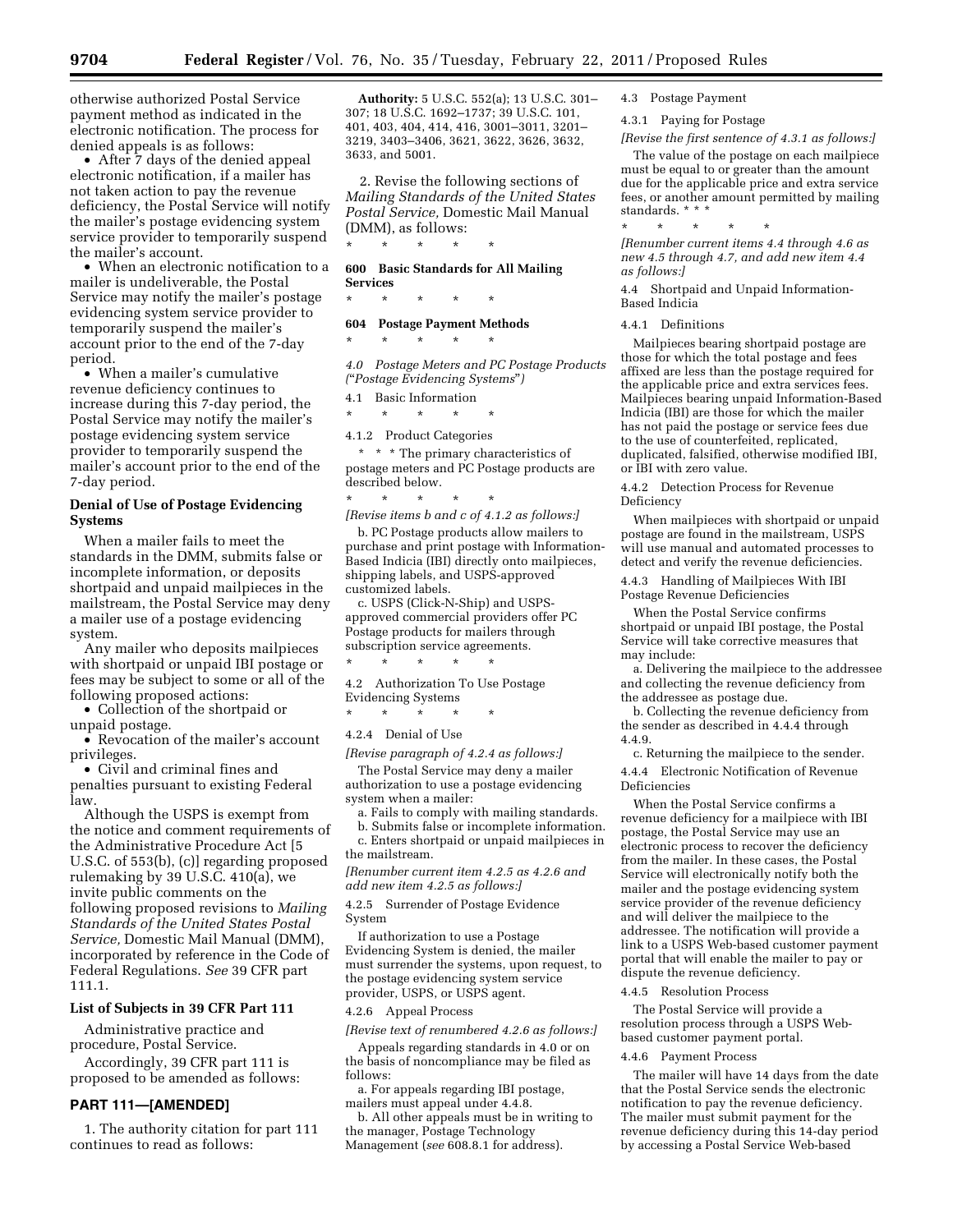otherwise authorized Postal Service payment method as indicated in the electronic notification. The process for denied appeals is as follows:

- After 7 days of the denied appeal electronic notification, if a mailer has not taken action to pay the revenue deficiency, the Postal Service will notify the mailer's postage evidencing system service provider to temporarily suspend the mailer's account.
- When an electronic notification to a mailer is undeliverable, the Postal Service may notify the mailer's postage evidencing system service provider to temporarily suspend the mailer's account prior to the end of the 7-day period.
- When a mailer's cumulative revenue deficiency continues to increase during this 7-day period, the Postal Service may notify the mailer's postage evidencing system service provider to temporarily suspend the mailer's account prior to the end of the 7-day period.

**Denial of Use of Postage Evidencing Systems**

When a mailer fails to meet the standards in the DMM, submits false or incomplete information, or deposits shortpaid and unpaid mailpieces in the mailstream, the Postal Service may deny a mailer use of a postage evidencing system.

Any mailer who deposits mailpieces with shortpaid or unpaid IBI postage or fees may be subject to some or all of the following proposed actions:

- Collection of the shortpaid or unpaid postage.
- Revocation of the mailer's account privileges.
- Civil and criminal fines and penalties pursuant to existing Federal law.

Although the USPS is exempt from the notice and comment requirements of the Administrative Procedure Act [5 U.S.C. of 553(b), (c)] regarding proposed rulemaking by 39 U.S.C. 410(a), we invite public comments on the following proposed revisions to *Mailing Standards of the United States Postal Service,* Domestic Mail Manual (DMM), incorporated by reference in the Code of Federal Regulations. *See* 39 CFR part 111.1.

**List of Subjects in 39 CFR Part 111**

Administrative practice and procedure, Postal Service.

Accordingly, 39 CFR part 111 is proposed to be amended as follows:

## PART 111—[AMENDED]

1. The authority citation for part 111 continues to read as follows:

**Authority:** 5 U.S.C. 552(a); 13 U.S.C. 301–307; 18 U.S.C. 1692–1737; 39 U.S.C. 101, 401, 403, 404, 414, 416, 3001–3011, 3201–3219, 3403–3406, 3621, 3622, 3626, 3632, 3633, and 5001.

2. Revise the following sections of *Mailing Standards of the United States Postal Service,* Domestic Mail Manual (DMM), as follows:

\* \* \* \* \*

**600 Basic Standards for All Mailing Services**

\* \* \* \* \*

**604 Postage Payment Methods**

\* \* \* \* \*

*4.0 Postage Meters and PC Postage Products ("Postage Evidencing Systems")*

4.1 Basic Information

\* \* \* \* \*

4.1.2 Product Categories

\* \* \* The primary characteristics of postage meters and PC Postage products are described below.

\* \* \* \* \*

*[Revise items b and c of 4.1.2 as follows:]*

b. PC Postage products allow mailers to purchase and print postage with Information-Based Indicia (IBI) directly onto mailpieces, shipping labels, and USPS-approved customized labels.

c. USPS (Click-N-Ship) and USPS-approved commercial providers offer PC Postage products for mailers through subscription service agreements.

\* \* \* \* \*

4.2 Authorization To Use Postage Evidencing Systems

\* \* \* \* \*

4.2.4 Denial of Use

*[Revise paragraph of 4.2.4 as follows:]*

The Postal Service may deny a mailer authorization to use a postage evidencing system when a mailer:

a. Fails to comply with mailing standards.

b. Submits false or incomplete information.

c. Enters shortpaid or unpaid mailpieces in the mailstream.

*[Renumber current item 4.2.5 as 4.2.6 and add new item 4.2.5 as follows:]*

4.2.5 Surrender of Postage Evidence System

If authorization to use a Postage Evidencing System is denied, the mailer must surrender the systems, upon request, to the postage evidencing system service provider, USPS, or USPS agent.

4.2.6 Appeal Process

*[Revise text of renumbered 4.2.6 as follows:]*

Appeals regarding standards in 4.0 or on the basis of noncompliance may be filed as follows:

a. For appeals regarding IBI postage, mailers must appeal under 4.4.8.

b. All other appeals must be in writing to the manager, Postage Technology Management (*see* 608.8.1 for address).

4.3 Postage Payment

4.3.1 Paying for Postage

*[Revise the first sentence of 4.3.1 as follows:]*

The value of the postage on each mailpiece must be equal to or greater than the amount due for the applicable price and extra service fees, or another amount permitted by mailing standards. \* \* \*

\* \* \* \* \*

*[Renumber current items 4.4 through 4.6 as new 4.5 through 4.7, and add new item 4.4 as follows:]*

4.4 Shortpaid and Unpaid Information-Based Indicia

4.4.1 Definitions

Mailpieces bearing shortpaid postage are those for which the total postage and fees affixed are less than the postage required for the applicable price and extra services fees. Mailpieces bearing unpaid Information-Based Indicia (IBI) are those for which the mailer has not paid the postage or service fees due to the use of counterfeited, replicated, duplicated, falsified, otherwise modified IBI, or IBI with zero value.

4.4.2 Detection Process for Revenue Deficiency

When mailpieces with shortpaid or unpaid postage are found in the mailstream, USPS will use manual and automated processes to detect and verify the revenue deficiencies.

4.4.3 Handling of Mailpieces With IBI Postage Revenue Deficiencies

When the Postal Service confirms shortpaid or unpaid IBI postage, the Postal Service will take corrective measures that may include:

a. Delivering the mailpiece to the addressee and collecting the revenue deficiency from the addressee as postage due.

b. Collecting the revenue deficiency from the sender as described in 4.4.4 through 4.4.9.

c. Returning the mailpiece to the sender.

4.4.4 Electronic Notification of Revenue Deficiencies

When the Postal Service confirms a revenue deficiency for a mailpiece with IBI postage, the Postal Service may use an electronic process to recover the deficiency from the mailer. In these cases, the Postal Service will electronically notify both the mailer and the postage evidencing system service provider of the revenue deficiency and will deliver the mailpiece to the addressee. The notification will provide a link to a USPS Web-based customer payment portal that will enable the mailer to pay or dispute the revenue deficiency.

4.4.5 Resolution Process

The Postal Service will provide a resolution process through a USPS Web-based customer payment portal.

4.4.6 Payment Process

The mailer will have 14 days from the date that the Postal Service sends the electronic notification to pay the revenue deficiency. The mailer must submit payment for the revenue deficiency during this 14-day period by accessing a Postal Service Web-based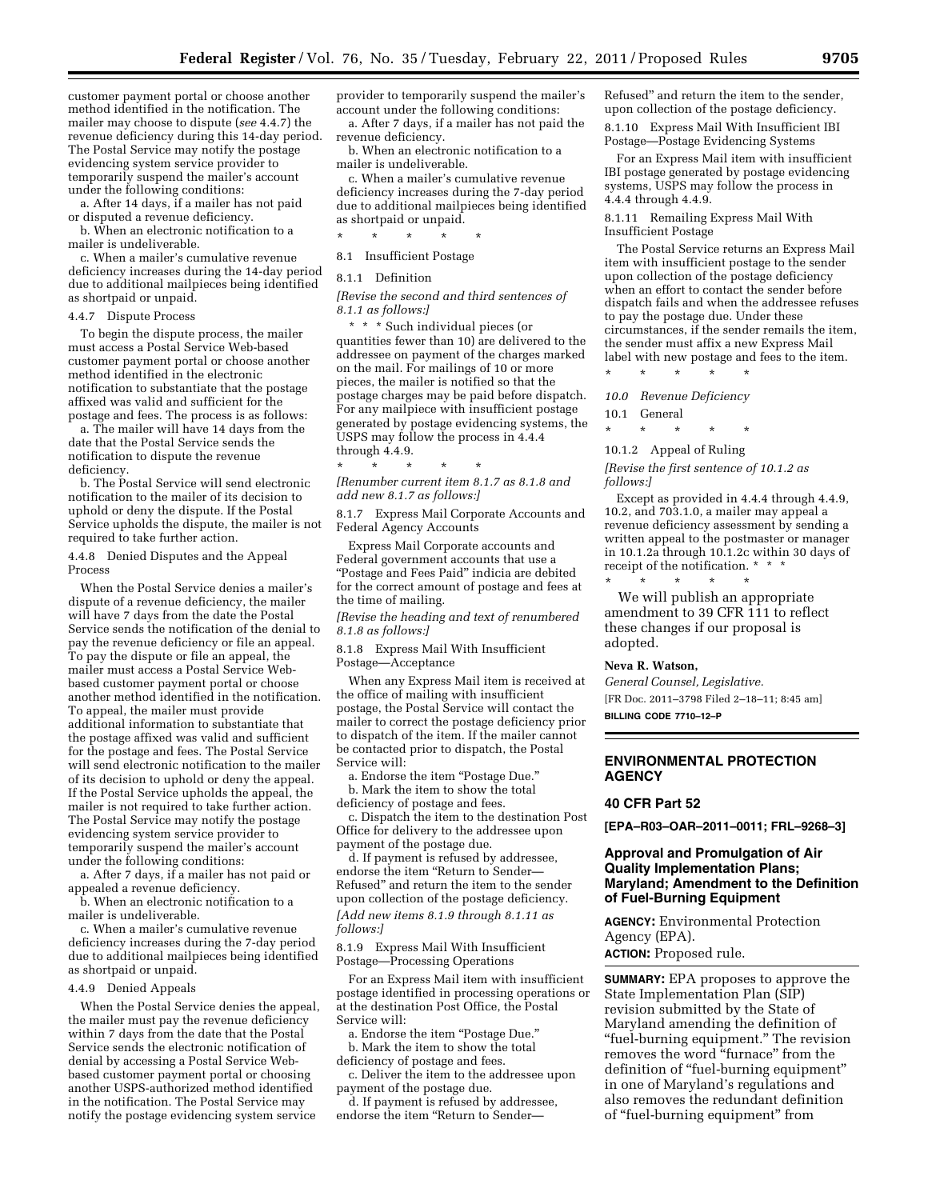customer payment portal or choose another method identified in the notification. The mailer may choose to dispute (*see* 4.4.7) the revenue deficiency during this 14-day period. The Postal Service may notify the postage evidencing system service provider to temporarily suspend the mailer's account under the following conditions:

a. After 14 days, if a mailer has not paid or disputed a revenue deficiency.

b. When an electronic notification to a mailer is undeliverable.

c. When a mailer's cumulative revenue deficiency increases during the 14-day period due to additional mailpieces being identified as shortpaid or unpaid.

4.4.7 Dispute Process

To begin the dispute process, the mailer must access a Postal Service Web-based customer payment portal or choose another method identified in the electronic notification to substantiate that the postage affixed was valid and sufficient for the postage and fees. The process is as follows:

a. The mailer will have 14 days from the date that the Postal Service sends the notification to dispute the revenue deficiency.

b. The Postal Service will send electronic notification to the mailer of its decision to uphold or deny the dispute. If the Postal Service upholds the dispute, the mailer is not required to take further action.

4.4.8 Denied Disputes and the Appeal Process

When the Postal Service denies a mailer's dispute of a revenue deficiency, the mailer will have 7 days from the date the Postal Service sends the notification of the denial to pay the revenue deficiency or file an appeal. To pay the dispute or file an appeal, the mailer must access a Postal Service Web-based customer payment portal or choose another method identified in the notification. To appeal, the mailer must provide additional information to substantiate that the postage affixed was valid and sufficient for the postage and fees. The Postal Service will send electronic notification to the mailer of its decision to uphold or deny the appeal. If the Postal Service upholds the appeal, the mailer is not required to take further action. The Postal Service may notify the postage evidencing system service provider to temporarily suspend the mailer's account under the following conditions:

a. After 7 days, if a mailer has not paid or appealed a revenue deficiency.

b. When an electronic notification to a mailer is undeliverable.

c. When a mailer's cumulative revenue deficiency increases during the 7-day period due to additional mailpieces being identified as shortpaid or unpaid.

4.4.9 Denied Appeals

When the Postal Service denies the appeal, the mailer must pay the revenue deficiency within 7 days from the date that the Postal Service sends the electronic notification of denial by accessing a Postal Service Web-based customer payment portal or choosing another USPS-authorized method identified in the notification. The Postal Service may notify the postage evidencing system service provider to temporarily suspend the mailer's account under the following conditions:

a. After 7 days, if a mailer has not paid the revenue deficiency.

b. When an electronic notification to a mailer is undeliverable.

c. When a mailer's cumulative revenue deficiency increases during the 7-day period due to additional mailpieces being identified as shortpaid or unpaid.

\* \* \* \* \*

8.1 Insufficient Postage

8.1.1 Definition

*[Revise the second and third sentences of 8.1.1 as follows:]*

\* \* \* Such individual pieces (or quantities fewer than 10) are delivered to the addressee on payment of the charges marked on the mail. For mailings of 10 or more pieces, the mailer is notified so that the postage charges may be paid before dispatch. For any mailpiece with insufficient postage generated by postage evidencing systems, the USPS may follow the process in 4.4.4 through 4.4.9.

\* \* \* \* \*

*[Renumber current item 8.1.7 as 8.1.8 and add new 8.1.7 as follows:]*

8.1.7 Express Mail Corporate Accounts and Federal Agency Accounts

Express Mail Corporate accounts and Federal government accounts that use a "Postage and Fees Paid" indicia are debited for the correct amount of postage and fees at the time of mailing.

*[Revise the heading and text of renumbered 8.1.8 as follows:]*

8.1.8 Express Mail With Insufficient Postage—Acceptance

When any Express Mail item is received at the office of mailing with insufficient postage, the Postal Service will contact the mailer to correct the postage deficiency prior to dispatch of the item. If the mailer cannot be contacted prior to dispatch, the Postal Service will:

a. Endorse the item "Postage Due."

b. Mark the item to show the total deficiency of postage and fees.

c. Dispatch the item to the destination Post Office for delivery to the addressee upon payment of the postage due.

d. If payment is refused by addressee, endorse the item "Return to Sender—Refused" and return the item to the sender upon collection of the postage deficiency.

*[Add new items 8.1.9 through 8.1.11 as follows:]*

8.1.9 Express Mail With Insufficient Postage—Processing Operations

For an Express Mail item with insufficient postage identified in processing operations or at the destination Post Office, the Postal Service will:

a. Endorse the item "Postage Due."

b. Mark the item to show the total deficiency of postage and fees.

c. Deliver the item to the addressee upon payment of the postage due.

d. If payment is refused by addressee, endorse the item "Return to Sender—Refused" and return the item to the sender, upon collection of the postage deficiency.

8.1.10 Express Mail With Insufficient IBI Postage—Postage Evidencing Systems

For an Express Mail item with insufficient IBI postage generated by postage evidencing systems, USPS may follow the process in 4.4.4 through 4.4.9.

8.1.11 Remailing Express Mail With Insufficient Postage

The Postal Service returns an Express Mail item with insufficient postage to the sender upon collection of the postage deficiency when an effort to contact the sender before dispatch fails and when the addressee refuses to pay the postage due. Under these circumstances, if the sender remails the item, the sender must affix a new Express Mail label with new postage and fees to the item.

\* \* \* \* \*

*10.0 Revenue Deficiency*

10.1 General

\* \* \* \* \*

10.1.2 Appeal of Ruling

*[Revise the first sentence of 10.1.2 as follows:]*

Except as provided in 4.4.4 through 4.4.9, 10.2, and 703.1.0, a mailer may appeal a revenue deficiency assessment by sending a written appeal to the postmaster or manager in 10.1.2a through 10.1.2c within 30 days of receipt of the notification. \* \* \*

\* \* \* \* \*

We will publish an appropriate amendment to 39 CFR 111 to reflect these changes if our proposal is adopted.

**Neva R. Watson,**

*General Counsel, Legislative.*

[FR Doc. 2011–3798 Filed 2–18–11; 8:45 am]

**BILLING CODE 7710–12–P**

## ENVIRONMENTAL PROTECTION AGENCY

### 40 CFR Part 52

**[EPA–R03–OAR–2011–0011; FRL–9268–3]**

### Approval and Promulgation of Air Quality Implementation Plans; Maryland; Amendment to the Definition of Fuel-Burning Equipment

**AGENCY:** Environmental Protection Agency (EPA).

**ACTION:** Proposed rule.

**SUMMARY:** EPA proposes to approve the State Implementation Plan (SIP) revision submitted by the State of Maryland amending the definition of "fuel-burning equipment." The revision removes the word "furnace" from the definition of "fuel-burning equipment" in one of Maryland's regulations and also removes the redundant definition of "fuel-burning equipment" from